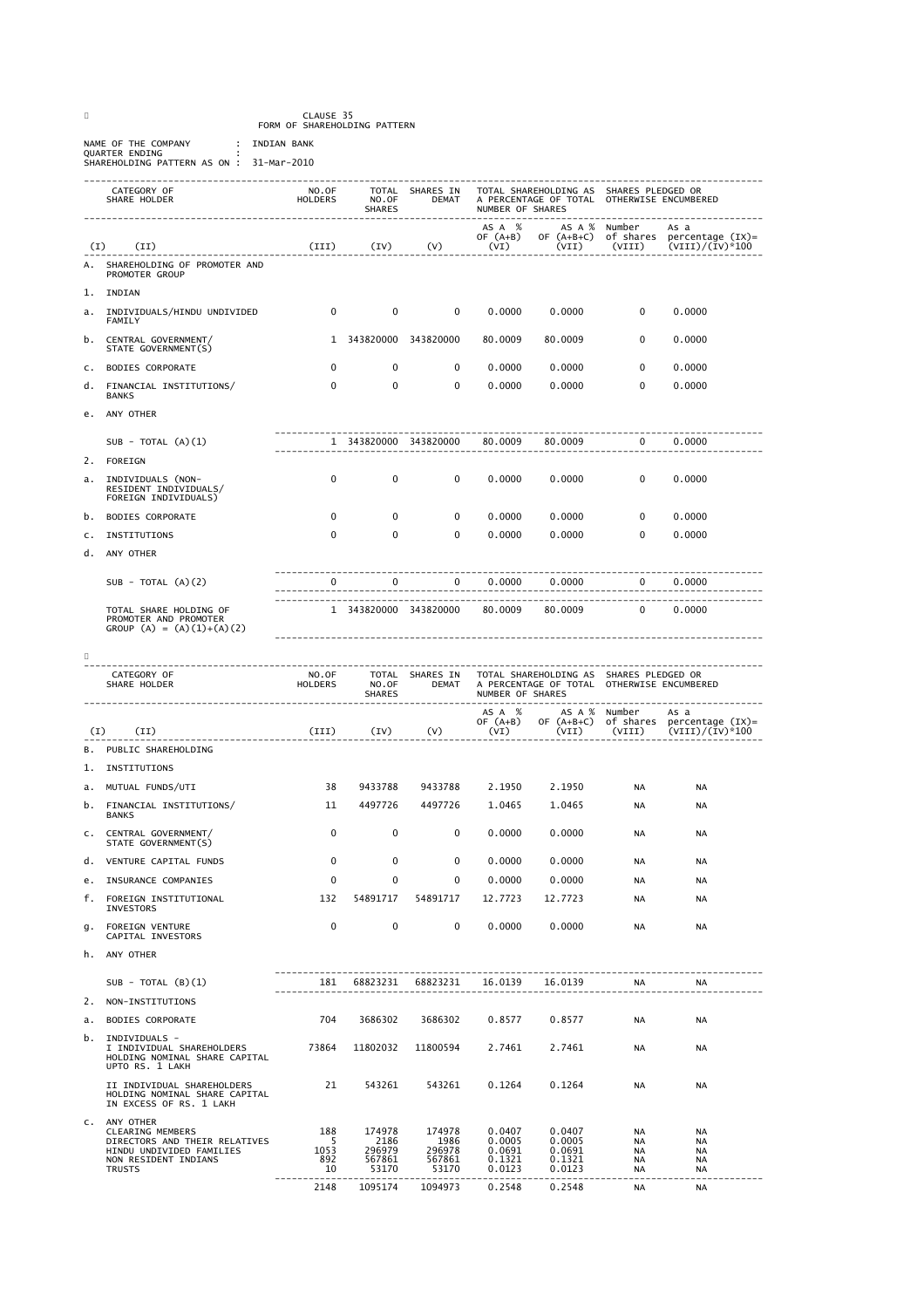CLAUSE 35
FORM OF SHAREHOLDING PATTERN

NAME OF THE COMPANY : INDIAN BANK
QUARTER ENDING :
SHAREHOLDING PATTERN AS ON : 31-Mar-2010

| | CATEGORY OF SHARE HOLDER | NO.OF HOLDERS | TOTAL NO.OF SHARES | SHARES IN DEMAT | TOTAL SHAREHOLDING AS A PERCENTAGE OF TOTAL NUMBER OF SHARES | | SHARES PLEDGED OR OTHERWISE ENCUMBERED | |
|---|---|---|---|---|---|---|---|---|
| | | | | | AS A % OF (A+B) | AS A % OF (A+B+C) | Number of shares | As a percentage (IX)= (VIII)/(IV)*100 |
| (I) | (II) | (III) | (IV) | (V) | (VI) | (VII) | (VIII) | |
| A. | SHAREHOLDING OF PROMOTER AND PROMOTER GROUP | | | | | | | |
| 1. | INDIAN | | | | | | | |
| a. | INDIVIDUALS/HINDU UNDIVIDED FAMILY | 0 | 0 | 0 | 0.0000 | 0.0000 | 0 | 0.0000 |
| b. | CENTRAL GOVERNMENT/ STATE GOVERNMENT(S) | 1 | 343820000 | 343820000 | 80.0009 | 80.0009 | 0 | 0.0000 |
| c. | BODIES CORPORATE | 0 | 0 | 0 | 0.0000 | 0.0000 | 0 | 0.0000 |
| d. | FINANCIAL INSTITUTIONS/ BANKS | 0 | 0 | 0 | 0.0000 | 0.0000 | 0 | 0.0000 |
| e. | ANY OTHER | | | | | | | |
| | SUB - TOTAL (A)(1) | 1 | 343820000 | 343820000 | 80.0009 | 80.0009 | 0 | 0.0000 |
| 2. | FOREIGN | | | | | | | |
| a. | INDIVIDUALS (NON-RESIDENT INDIVIDUALS/ FOREIGN INDIVIDUALS) | 0 | 0 | 0 | 0.0000 | 0.0000 | 0 | 0.0000 |
| b. | BODIES CORPORATE | 0 | 0 | 0 | 0.0000 | 0.0000 | 0 | 0.0000 |
| c. | INSTITUTIONS | 0 | 0 | 0 | 0.0000 | 0.0000 | 0 | 0.0000 |
| d. | ANY OTHER | | | | | | | |
| | SUB - TOTAL (A)(2) | 0 | 0 | 0 | 0.0000 | 0.0000 | 0 | 0.0000 |
| | TOTAL SHARE HOLDING OF PROMOTER AND PROMOTER GROUP (A) = (A)(1)+(A)(2) | 1 | 343820000 | 343820000 | 80.0009 | 80.0009 | 0 | 0.0000 |

| | CATEGORY OF SHARE HOLDER | NO.OF HOLDERS | TOTAL NO.OF SHARES | SHARES IN DEMAT | TOTAL SHAREHOLDING AS A PERCENTAGE OF TOTAL NUMBER OF SHARES | | SHARES PLEDGED OR OTHERWISE ENCUMBERED | |
|---|---|---|---|---|---|---|---|---|
| | | | | | AS A % OF (A+B) | AS A % OF (A+B+C) | Number of shares | As a percentage (IX)= (VIII)/(IV)*100 |
| (I) | (II) | (III) | (IV) | (V) | (VI) | (VII) | (VIII) | |
| B. | PUBLIC SHAREHOLDING | | | | | | | |
| 1. | INSTITUTIONS | | | | | | | |
| a. | MUTUAL FUNDS/UTI | 38 | 9433788 | 9433788 | 2.1950 | 2.1950 | NA | NA |
| b. | FINANCIAL INSTITUTIONS/ BANKS | 11 | 4497726 | 4497726 | 1.0465 | 1.0465 | NA | NA |
| c. | CENTRAL GOVERNMENT/ STATE GOVERNMENT(S) | 0 | 0 | 0 | 0.0000 | 0.0000 | NA | NA |
| d. | VENTURE CAPITAL FUNDS | 0 | 0 | 0 | 0.0000 | 0.0000 | NA | NA |
| e. | INSURANCE COMPANIES | 0 | 0 | 0 | 0.0000 | 0.0000 | NA | NA |
| f. | FOREIGN INSTITUTIONAL INVESTORS | 132 | 54891717 | 54891717 | 12.7723 | 12.7723 | NA | NA |
| g. | FOREIGN VENTURE CAPITAL INVESTORS | 0 | 0 | 0 | 0.0000 | 0.0000 | NA | NA |
| h. | ANY OTHER | | | | | | | |
| | SUB - TOTAL (B)(1) | 181 | 68823231 | 68823231 | 16.0139 | 16.0139 | NA | NA |
| 2. | NON-INSTITUTIONS | | | | | | | |
| a. | BODIES CORPORATE | 704 | 3686302 | 3686302 | 0.8577 | 0.8577 | NA | NA |
| b. | INDIVIDUALS - I INDIVIDUAL SHAREHOLDERS HOLDING NOMINAL SHARE CAPITAL UPTO RS. 1 LAKH | 73864 | 11802032 | 11800594 | 2.7461 | 2.7461 | NA | NA |
| | II INDIVIDUAL SHAREHOLDERS HOLDING NOMINAL SHARE CAPITAL IN EXCESS OF RS. 1 LAKH | 21 | 543261 | 543261 | 0.1264 | 0.1264 | NA | NA |
| c. | ANY OTHER | | | | | | | |
| | CLEARING MEMBERS | 188 | 174978 | 174978 | 0.0407 | 0.0407 | NA | NA |
| | DIRECTORS AND THEIR RELATIVES | 5 | 2186 | 1986 | 0.0005 | 0.0005 | NA | NA |
| | HINDU UNDIVIDED FAMILIES | 1053 | 296979 | 296978 | 0.0691 | 0.0691 | NA | NA |
| | NON RESIDENT INDIANS | 892 | 567861 | 567861 | 0.1321 | 0.1321 | NA | NA |
| | TRUSTS | 10 | 53170 | 53170 | 0.0123 | 0.0123 | NA | NA |
| | | 2148 | 1095174 | 1094973 | 0.2548 | 0.2548 | NA | NA |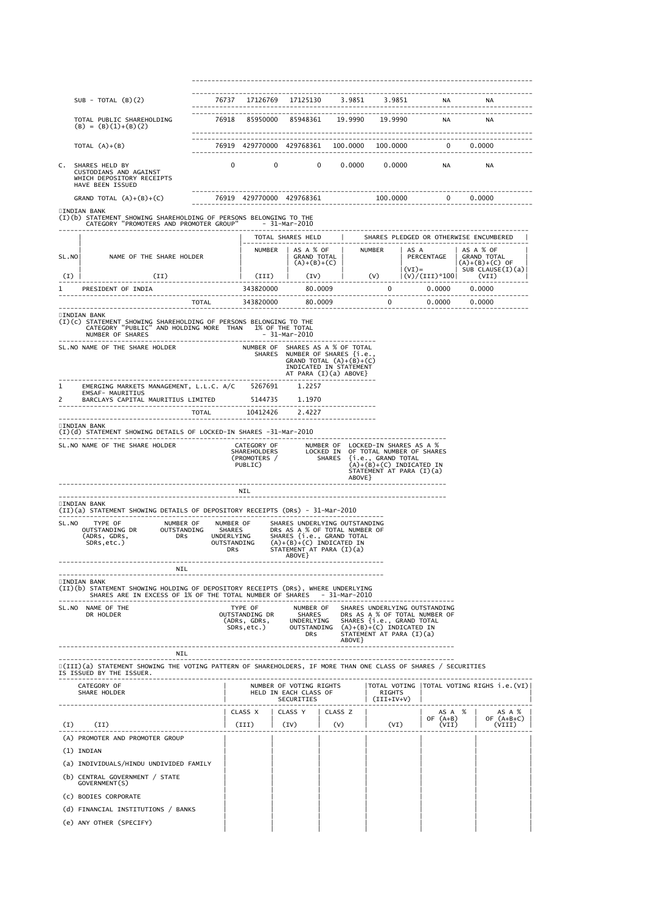| | | | | | | | |
|---|---|---|---|---|---|---|---|
| SUB - TOTAL (B)(2) | 76737 | 17126769 | 17125130 | 3.9851 | 3.9851 | NA | NA |
| TOTAL PUBLIC SHAREHOLDING (B) = (B)(1)+(B)(2) | 76918 | 85950000 | 85948361 | 19.9990 | 19.9990 | NA | NA |
| TOTAL (A)+(B) | 76919 | 429770000 | 429768361 | 100.0000 | 100.0000 | 0 | 0.0000 |
| C. SHARES HELD BY CUSTODIANS AND AGAINST WHICH DEPOSITORY RECEIPTS HAVE BEEN ISSUED | 0 | 0 | 0 | 0.0000 | 0.0000 | NA | NA |
| GRAND TOTAL (A)+(B)+(C) | 76919 | 429770000 | 429768361 | | 100.0000 | 0 | 0.0000 |

INDIAN BANK

(I)(b) STATEMENT SHOWING SHAREHOLDING OF PERSONS BELONGING TO THE CATEGORY "PROMOTERS AND PROMOTER GROUP" - 31-Mar-2010

| SL.NO | NAME OF THE SHARE HOLDER | TOTAL SHARES HELD | | SHARES PLEDGED OR OTHERWISE ENCUMBERED | | |
|---|---|---|---|---|---|---|
| | | NUMBER | AS A % OF GRAND TOTAL (A)+(B)+(C) | NUMBER | AS A PERCENTAGE | AS A % OF GRAND TOTAL (A)+(B)+(C) OF SUB CLAUSE(I)(a) |
| (I) | (II) | (III) | (IV) | (V) | (VI)= (V)/(III)*100 | (VII) |
| 1 | PRESIDENT OF INDIA | 343820000 | 80.0009 | 0 | 0.0000 | 0.0000 |
| | TOTAL | 343820000 | 80.0009 | 0 | 0.0000 | 0.0000 |

INDIAN BANK

(I)(c) STATEMENT SHOWING SHAREHOLDING OF PERSONS BELONGING TO THE CATEGORY "PUBLIC" AND HOLDING MORE THAN 1% OF THE TOTAL NUMBER OF SHARES - 31-Mar-2010

| SL.NO | NAME OF THE SHARE HOLDER | NUMBER OF SHARES | SHARES AS A % OF TOTAL NUMBER OF SHARES {i.e., GRAND TOTAL (A)+(B)+(C) INDICATED IN STATEMENT AT PARA (I)(a) ABOVE} |
|---|---|---|---|
| 1 | EMERGING MARKETS MANAGEMENT, L.L.C. A/C EMSAF- MAURITIUS | 5267691 | 1.2257 |
| 2 | BARCLAYS CAPITAL MAURITIUS LIMITED | 5144735 | 1.1970 |
| | TOTAL | 10412426 | 2.4227 |

INDIAN BANK

(I)(d) STATEMENT SHOWING DETAILS OF LOCKED-IN SHARES -31-Mar-2010

| SL.NO | NAME OF THE SHARE HOLDER | CATEGORY OF SHAREHOLDERS (PROMOTERS / PUBLIC) | NUMBER OF LOCKED IN SHARES | LOCKED-IN SHARES AS A % OF TOTAL NUMBER OF SHARES {i.e., GRAND TOTAL (A)+(B)+(C) INDICATED IN STATEMENT AT PARA (I)(a) ABOVE} |
|---|---|---|---|---|
| | | NIL | | |

INDIAN BANK

(II)(a) STATEMENT SHOWING DETAILS OF DEPOSITORY RECEIPTS (DRs) - 31-Mar-2010

| SL.NO | TYPE OF OUTSTANDING DR (ADRs, GDRs, SDRs,etc.) | NUMBER OF OUTSTANDING DRS | NUMBER OF SHARES UNDERLYING OUTSTANDING DRS | SHARES UNDERLYING OUTSTANDING DRS AS A % OF TOTAL NUMBER OF SHARES {i.e., GRAND TOTAL (A)+(B)+(C) INDICATED IN STATEMENT AT PARA (I)(a) ABOVE} |
|---|---|---|---|---|
| | | NIL | | |

INDIAN BANK

(II)(b) STATEMENT SHOWING HOLDING OF DEPOSITORY RECEIPTS (DRs), WHERE UNDERLYING SHARES ARE IN EXCESS OF 1% OF THE TOTAL NUMBER OF SHARES - 31-Mar-2010

| SL.NO | NAME OF THE DR HOLDER | TYPE OF OUTSTANDING DR (ADRs, GDRs, SDRs,etc.) | NUMBER OF SHARES UNDERLYING OUTSTANDING DRS | SHARES UNDERLYING OUTSTANDING DRS AS A % OF TOTAL NUMBER OF SHARES {i.e., GRAND TOTAL (A)+(B)+(C) INDICATED IN STATEMENT AT PARA (I)(a) ABOVE} |
|---|---|---|---|---|
| | NIL | | | |

(III)(a) STATEMENT SHOWING THE VOTING PATTERN OF SHAREHOLDERS, IF MORE THAN ONE CLASS OF SHARES / SECURITIES IS ISSUED BY THE ISSUER.

| | CATEGORY OF SHARE HOLDER | NUMBER OF VOTING RIGHTS HELD IN EACH CLASS OF SECURITIES | | | TOTAL VOTING RIGHTS (III+IV+V) | TOTAL VOTING RIGHS i.e.(VI) | |
|---|---|---|---|---|---|---|---|
| | | CLASS X | CLASS Y | CLASS Z | | AS A % OF (A+B) | AS A % OF (A+B+C) |
| (I) | (II) | (III) | (IV) | (V) | (VI) | (VII) | (VIII) |
| (A) | PROMOTER AND PROMOTER GROUP | | | | | | |
| (1) | INDIAN | | | | | | |
| (a) | INDIVIDUALS/HINDU UNDIVIDED FAMILY | | | | | | |
| (b) | CENTRAL GOVERNMENT / STATE GOVERNMENT(S) | | | | | | |
| (c) | BODIES CORPORATE | | | | | | |
| (d) | FINANCIAL INSTITUTIONS / BANKS | | | | | | |
| (e) | ANY OTHER (SPECIFY) | | | | | | |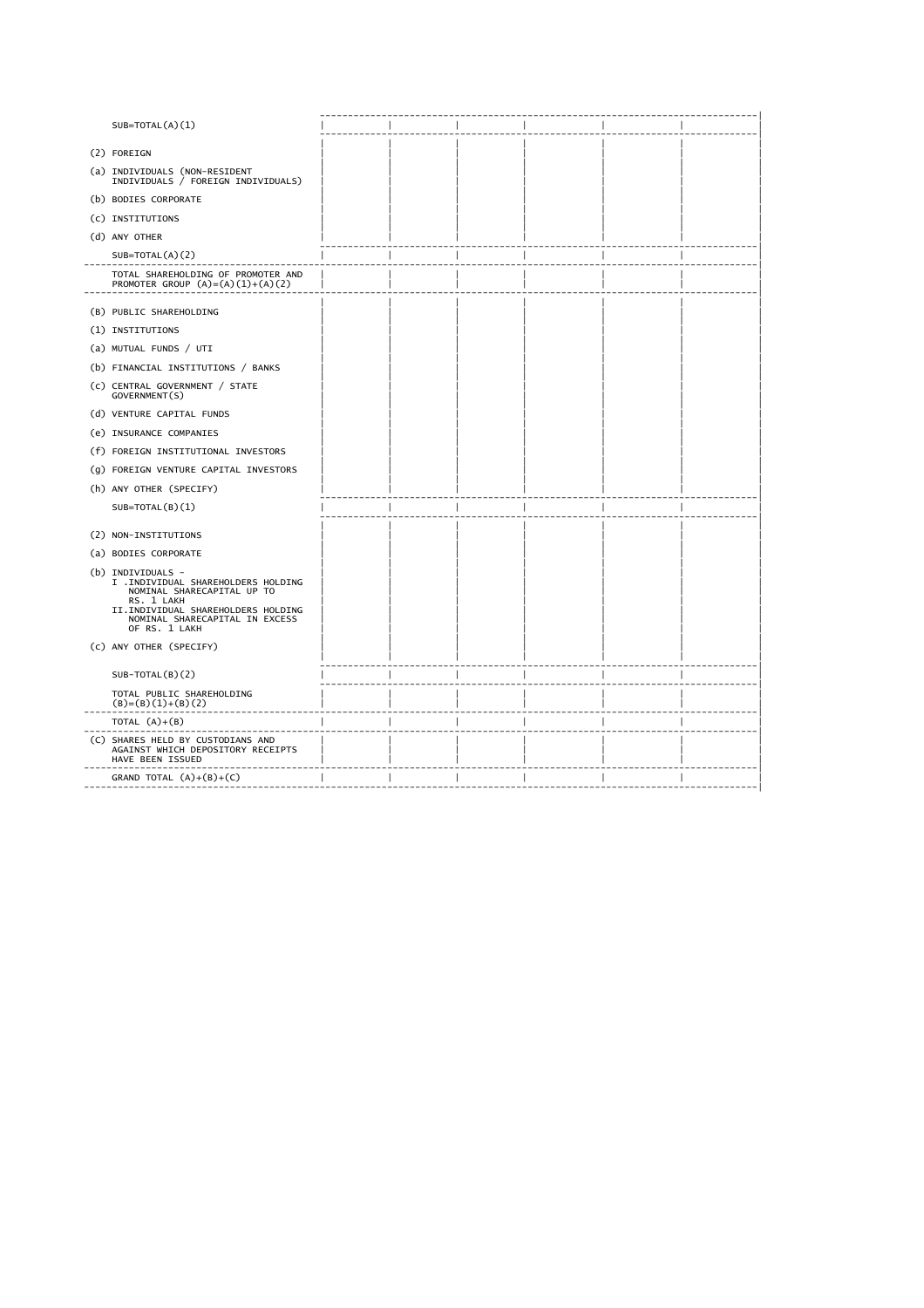| | | | | | | |
|---|---|---|---|---|---|---|
| SUB=TOTAL(A)(1) | | | | | | |
| (2) FOREIGN | | | | | | |
| (a) INDIVIDUALS (NON-RESIDENT INDIVIDUALS / FOREIGN INDIVIDUALS) | | | | | | |
| (b) BODIES CORPORATE | | | | | | |
| (c) INSTITUTIONS | | | | | | |
| (d) ANY OTHER | | | | | | |
| SUB=TOTAL(A)(2) | | | | | | |
| TOTAL SHAREHOLDING OF PROMOTER AND PROMOTER GROUP (A)=(A)(1)+(A)(2) | | | | | | |
| (B) PUBLIC SHAREHOLDING | | | | | | |
| (1) INSTITUTIONS | | | | | | |
| (a) MUTUAL FUNDS / UTI | | | | | | |
| (b) FINANCIAL INSTITUTIONS / BANKS | | | | | | |
| (c) CENTRAL GOVERNMENT / STATE GOVERNMENT(S) | | | | | | |
| (d) VENTURE CAPITAL FUNDS | | | | | | |
| (e) INSURANCE COMPANIES | | | | | | |
| (f) FOREIGN INSTITUTIONAL INVESTORS | | | | | | |
| (g) FOREIGN VENTURE CAPITAL INVESTORS | | | | | | |
| (h) ANY OTHER (SPECIFY) | | | | | | |
| SUB=TOTAL(B)(1) | | | | | | |
| (2) NON-INSTITUTIONS | | | | | | |
| (a) BODIES CORPORATE | | | | | | |
| (b) INDIVIDUALS - I .INDIVIDUAL SHAREHOLDERS HOLDING NOMINAL SHARECAPITAL UP TO RS. 1 LAKH II.INDIVIDUAL SHAREHOLDERS HOLDING NOMINAL SHARECAPITAL IN EXCESS OF RS. 1 LAKH | | | | | | |
| (c) ANY OTHER (SPECIFY) | | | | | | |
| SUB-TOTAL(B)(2) | | | | | | |
| TOTAL PUBLIC SHAREHOLDING (B)=(B)(1)+(B)(2) | | | | | | |
| TOTAL (A)+(B) | | | | | | |
| (C) SHARES HELD BY CUSTODIANS AND AGAINST WHICH DEPOSITORY RECEIPTS HAVE BEEN ISSUED | | | | | | |
| GRAND TOTAL (A)+(B)+(C) | | | | | | |